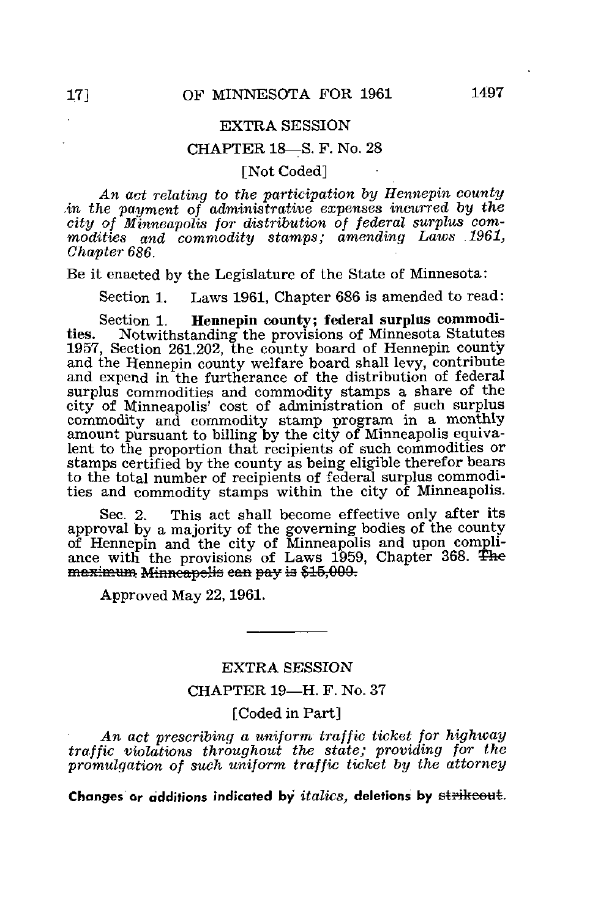EXTRA SESSION

CHAPTER 18—S. F. No. 28

[Not Coded]

*An act relating to the participation by Hennepin county in the payment of administrative expenses incurred by the city of Minneapolis for distribution of federal surplus commodities and commodity stamps; amending Laws 1961, Chapter 686.*

Be it enacted by the Legislature of the State of Minnesota:

Section 1. Laws 1961, Chapter 686 is amended to read:

Section 1. **Hennepin county; federal surplus commodities.** Notwithstanding the provisions of Minnesota Statutes 1957, Section 261.202, the county board of Hennepin county and the Hennepin county welfare board shall levy, contribute and expend in the furtherance of the distribution of federal surplus commodities and commodity stamps a share of the city of Minneapolis' cost of administration of such surplus commodity and commodity stamp program in a monthly amount pursuant to billing by the city of Minneapolis equivalent to the proportion that recipients of such commodities or stamps certified by the county as being eligible therefor bears to the total number of recipients of federal surplus commodities and commodity stamps within the city of Minneapolis.

Sec. 2. This act shall become effective only after its approval by a majority of the governing bodies of the county of Hennepin and the city of Minneapolis and upon compliance with the provisions of Laws 1959, Chapter 368. ~~The maximum Minneapolis can pay is $15,000.~~

Approved May 22, 1961.

---

EXTRA SESSION

CHAPTER 19—H. F. No. 37

[Coded in Part]

*An act prescribing a uniform traffic ticket for highway traffic violations throughout the state; providing for the promulgation of such uniform traffic ticket by the attorney*

**Changes or additions indicated by** *italics*, **deletions by** ~~strikeout~~.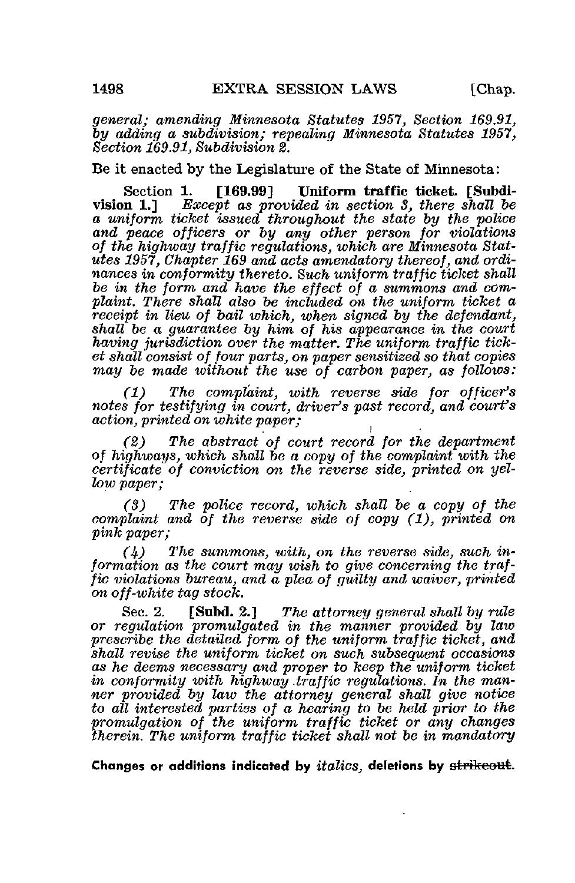*general; amending Minnesota Statutes 1957, Section 169.91, by adding a subdivision; repealing Minnesota Statutes 1957, Section 169.91, Subdivision 2.*

Be it enacted by the Legislature of the State of Minnesota:

Section 1. **[169.99] Uniform traffic ticket. [Subdivision 1.]** *Except as provided in section 3, there shall be a uniform ticket issued throughout the state by the police and peace officers or by any other person for violations of the highway traffic regulations, which are Minnesota Statutes 1957, Chapter 169 and acts amendatory thereof, and ordinances in conformity thereto. Such uniform traffic ticket shall be in the form and have the effect of a summons and complaint. There shall also be included on the uniform ticket a receipt in lieu of bail which, when signed by the defendant, shall be a guarantee by him of his appearance in the court having jurisdiction over the matter. The uniform traffic ticket shall consist of four parts, on paper sensitized so that copies may be made without the use of carbon paper, as follows:*

*(1) The complaint, with reverse side for officer's notes for testifying in court, driver's past record, and court's action, printed on white paper;*

*(2) The abstract of court record for the department of highways, which shall be a copy of the complaint with the certificate of conviction on the reverse side, printed on yellow paper;*

*(3) The police record, which shall be a copy of the complaint and of the reverse side of copy (1), printed on pink paper;*

*(4) The summons, with, on the reverse side, such information as the court may wish to give concerning the traffic violations bureau, and a plea of guilty and waiver, printed on off-white tag stock.*

Sec. 2. **[Subd. 2.]** *The attorney general shall by rule or regulation promulgated in the manner provided by law prescribe the detailed form of the uniform traffic ticket, and shall revise the uniform ticket on such subsequent occasions as he deems necessary and proper to keep the uniform ticket in conformity with highway traffic regulations. In the manner provided by law the attorney general shall give notice to all interested parties of a hearing to be held prior to the promulgation of the uniform traffic ticket or any changes therein. The uniform traffic ticket shall not be in mandatory*

**Changes or additions indicated by** *italics*, **deletions by** ~~strikeout~~.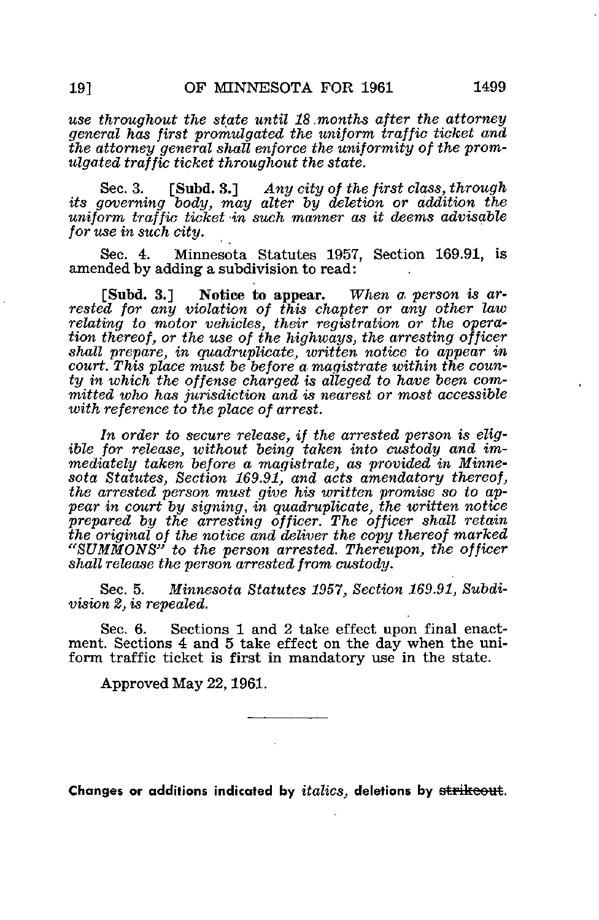*use throughout the state until 18 months after the attorney general has first promulgated the uniform traffic ticket and the attorney general shall enforce the uniformity of the promulgated traffic ticket throughout the state.*

Sec. 3. [**Subd. 3.**] *Any city of the first class, through its governing body, may alter by deletion or addition the uniform traffic ticket in such manner as it deems advisable for use in such city.*

Sec. 4. Minnesota Statutes 1957, Section 169.91, is amended by adding a subdivision to read:

[**Subd. 3.**] **Notice to appear.** *When a person is arrested for any violation of this chapter or any other law relating to motor vehicles, their registration or the operation thereof, or the use of the highways, the arresting officer shall prepare, in quadruplicate, written notice to appear in court. This place must be before a magistrate within the county in which the offense charged is alleged to have been committed who has jurisdiction and is nearest or most accessible with reference to the place of arrest.*

*In order to secure release, if the arrested person is eligible for release, without being taken into custody and immediately taken before a magistrate, as provided in Minnesota Statutes, Section 169.91, and acts amendatory thereof, the arrested person must give his written promise so to appear in court by signing, in quadruplicate, the written notice prepared by the arresting officer. The officer shall retain the original of the notice and deliver the copy thereof marked "SUMMONS" to the person arrested. Thereupon, the officer shall release the person arrested from custody.*

Sec. 5. *Minnesota Statutes 1957, Section 169.91, Subdivision 2, is repealed.*

Sec. 6. Sections 1 and 2 take effect upon final enactment. Sections 4 and 5 take effect on the day when the uniform traffic ticket is first in mandatory use in the state.

Approved May 22, 1961.

---

**Changes or additions indicated by *italics*, deletions by ~~strikeout~~.**